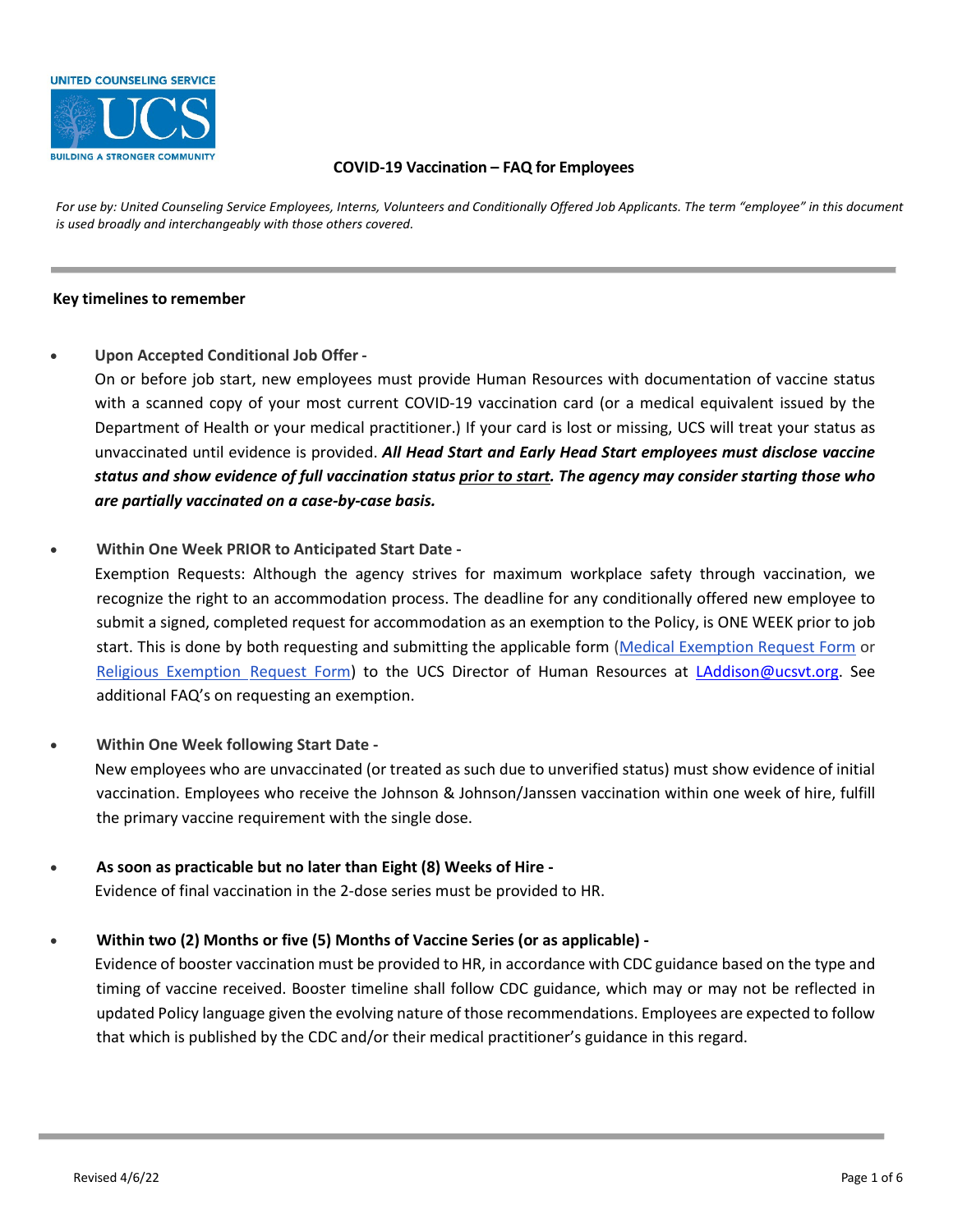UNITED COUNSELING SERVICE

BUILDING A STRONGER COMMUNITY

# COVID-19 Vaccination – FAQ for Employees

*For use by: United Counseling Service Employees, Interns, Volunteers and Conditionally Offered Job Applicants. The term "employee" in this document is used broadly and interchangeably with those others covered.*

## Key timelines to remember

- **Upon Accepted Conditional Job Offer -**
  On or before job start, new employees must provide Human Resources with documentation of vaccine status with a scanned copy of your most current COVID-19 vaccination card (or a medical equivalent issued by the Department of Health or your medical practitioner.) If your card is lost or missing, UCS will treat your status as unvaccinated until evidence is provided. ***All Head Start and Early Head Start employees must disclose vaccine status and show evidence of full vaccination status <u>prior to start</u>. The agency may consider starting those who are partially vaccinated on a case-by-case basis.***

- **Within One Week PRIOR to Anticipated Start Date -**
  Exemption Requests: Although the agency strives for maximum workplace safety through vaccination, we recognize the right to an accommodation process. The deadline for any conditionally offered new employee to submit a signed, completed request for accommodation as an exemption to the Policy, is ONE WEEK prior to job start. This is done by both requesting and submitting the applicable form (Medical Exemption Request Form or Religious Exemption Request Form) to the UCS Director of Human Resources at LAddison@ucsvt.org. See additional FAQ's on requesting an exemption.

- **Within One Week following Start Date -**
  New employees who are unvaccinated (or treated as such due to unverified status) must show evidence of initial vaccination. Employees who receive the Johnson & Johnson/Janssen vaccination within one week of hire, fulfill the primary vaccine requirement with the single dose.

- **As soon as practicable but no later than Eight (8) Weeks of Hire -**
  Evidence of final vaccination in the 2-dose series must be provided to HR.

- **Within two (2) Months or five (5) Months of Vaccine Series (or as applicable) -**
  Evidence of booster vaccination must be provided to HR, in accordance with CDC guidance based on the type and timing of vaccine received. Booster timeline shall follow CDC guidance, which may or may not be reflected in updated Policy language given the evolving nature of those recommendations. Employees are expected to follow that which is published by the CDC and/or their medical practitioner's guidance in this regard.

Revised 4/6/22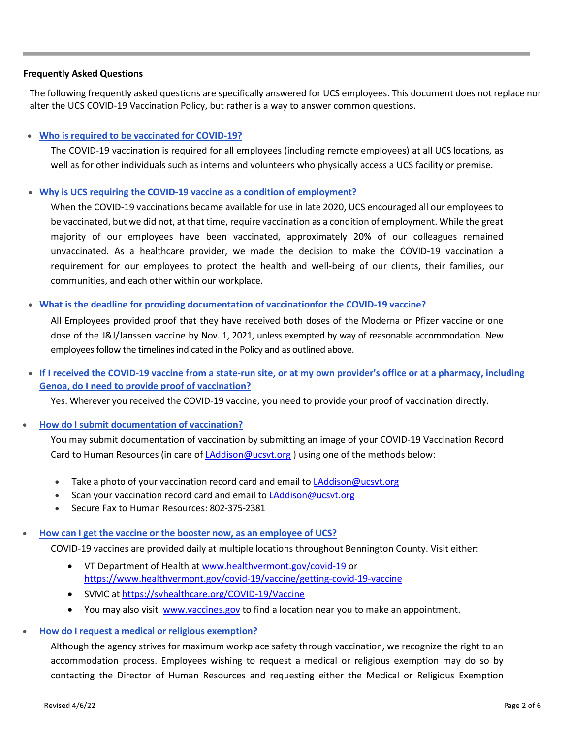**Frequently Asked Questions**

The following frequently asked questions are specifically answered for UCS employees. This document does not replace nor alter the UCS COVID-19 Vaccination Policy, but rather is a way to answer common questions.

- **Who is required to be vaccinated for COVID-19?**

  The COVID-19 vaccination is required for all employees (including remote employees) at all UCS locations, as well as for other individuals such as interns and volunteers who physically access a UCS facility or premise.

- **Why is UCS requiring the COVID-19 vaccine as a condition of employment?**

  When the COVID-19 vaccinations became available for use in late 2020, UCS encouraged all our employees to be vaccinated, but we did not, at that time, require vaccination as a condition of employment. While the great majority of our employees have been vaccinated, approximately 20% of our colleagues remained unvaccinated. As a healthcare provider, we made the decision to make the COVID-19 vaccination a requirement for our employees to protect the health and well-being of our clients, their families, our communities, and each other within our workplace.

- **What is the deadline for providing documentation of vaccinationfor the COVID-19 vaccine?**

  All Employees provided proof that they have received both doses of the Moderna or Pfizer vaccine or one dose of the J&J/Janssen vaccine by Nov. 1, 2021, unless exempted by way of reasonable accommodation. New employees follow the timelines indicated in the Policy and as outlined above.

- **If I received the COVID-19 vaccine from a state-run site, or at my own provider's office or at a pharmacy, including Genoa, do I need to provide proof of vaccination?**

  Yes. Wherever you received the COVID-19 vaccine, you need to provide your proof of vaccination directly.

- **How do I submit documentation of vaccination?**

  You may submit documentation of vaccination by submitting an image of your COVID-19 Vaccination Record Card to Human Resources (in care of LAddison@ucsvt.org ) using one of the methods below:

  - Take a photo of your vaccination record card and email to LAddison@ucsvt.org
  - Scan your vaccination record card and email to LAddison@ucsvt.org
  - Secure Fax to Human Resources: 802-375-2381

- **How can I get the vaccine or the booster now, as an employee of UCS?**

  COVID-19 vaccines are provided daily at multiple locations throughout Bennington County. Visit either:

  - VT Department of Health at www.healthvermont.gov/covid-19 or https://www.healthvermont.gov/covid-19/vaccine/getting-covid-19-vaccine
  - SVMC at https://svhealthcare.org/COVID-19/Vaccine
  - You may also visit www.vaccines.gov to find a location near you to make an appointment.

- **How do I request a medical or religious exemption?**

  Although the agency strives for maximum workplace safety through vaccination, we recognize the right to an accommodation process. Employees wishing to request a medical or religious exemption may do so by contacting the Director of Human Resources and requesting either the Medical or Religious Exemption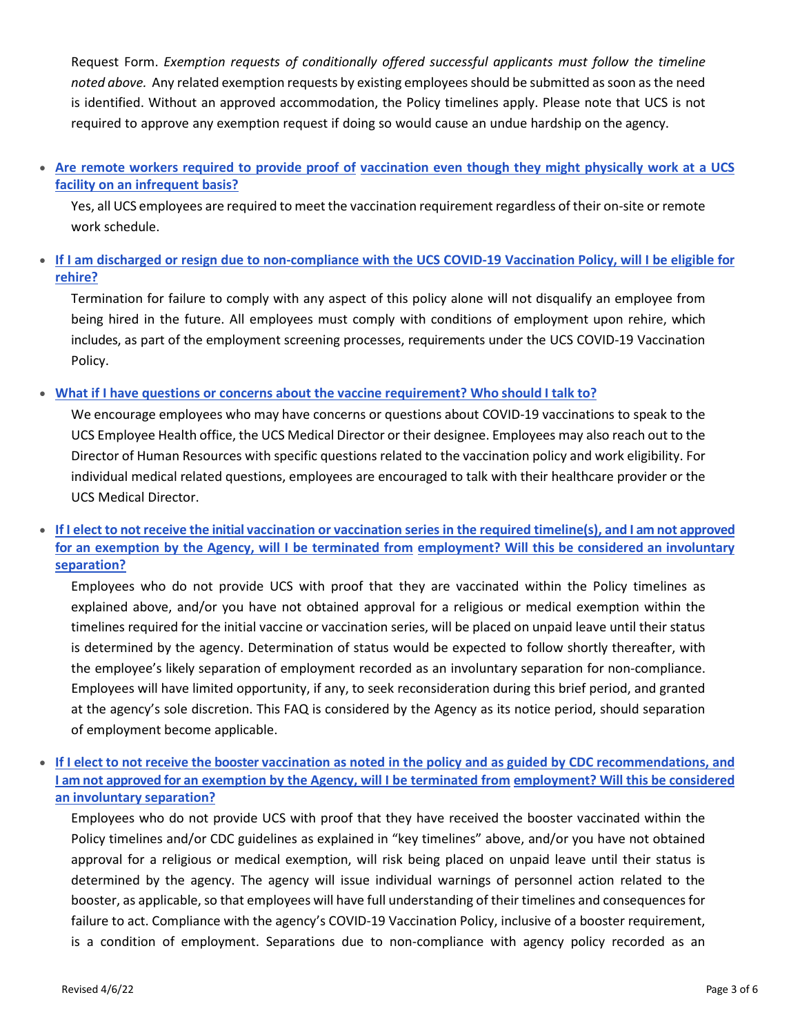Request Form. *Exemption requests of conditionally offered successful applicants must follow the timeline noted above.* Any related exemption requests by existing employees should be submitted as soon as the need is identified. Without an approved accommodation, the Policy timelines apply. Please note that UCS is not required to approve any exemption request if doing so would cause an undue hardship on the agency.

- **Are remote workers required to provide proof of vaccination even though they might physically work at a UCS facility on an infrequent basis?**

  Yes, all UCS employees are required to meet the vaccination requirement regardless of their on-site or remote work schedule.

- **If I am discharged or resign due to non-compliance with the UCS COVID-19 Vaccination Policy, will I be eligible for rehire?**

  Termination for failure to comply with any aspect of this policy alone will not disqualify an employee from being hired in the future. All employees must comply with conditions of employment upon rehire, which includes, as part of the employment screening processes, requirements under the UCS COVID-19 Vaccination Policy.

- **What if I have questions or concerns about the vaccine requirement? Who should I talk to?**

  We encourage employees who may have concerns or questions about COVID-19 vaccinations to speak to the UCS Employee Health office, the UCS Medical Director or their designee. Employees may also reach out to the Director of Human Resources with specific questions related to the vaccination policy and work eligibility. For individual medical related questions, employees are encouraged to talk with their healthcare provider or the UCS Medical Director.

- **If I elect to not receive the initial vaccination or vaccination series in the required timeline(s), and I am not approved for an exemption by the Agency, will I be terminated from employment? Will this be considered an involuntary separation?**

  Employees who do not provide UCS with proof that they are vaccinated within the Policy timelines as explained above, and/or you have not obtained approval for a religious or medical exemption within the timelines required for the initial vaccine or vaccination series, will be placed on unpaid leave until their status is determined by the agency. Determination of status would be expected to follow shortly thereafter, with the employee's likely separation of employment recorded as an involuntary separation for non-compliance. Employees will have limited opportunity, if any, to seek reconsideration during this brief period, and granted at the agency's sole discretion. This FAQ is considered by the Agency as its notice period, should separation of employment become applicable.

- **If I elect to not receive the booster vaccination as noted in the policy and as guided by CDC recommendations, and I am not approved for an exemption by the Agency, will I be terminated from employment? Will this be considered an involuntary separation?**

  Employees who do not provide UCS with proof that they have received the booster vaccinated within the Policy timelines and/or CDC guidelines as explained in "key timelines" above, and/or you have not obtained approval for a religious or medical exemption, will risk being placed on unpaid leave until their status is determined by the agency. The agency will issue individual warnings of personnel action related to the booster, as applicable, so that employees will have full understanding of their timelines and consequences for failure to act. Compliance with the agency's COVID-19 Vaccination Policy, inclusive of a booster requirement, is a condition of employment. Separations due to non-compliance with agency policy recorded as an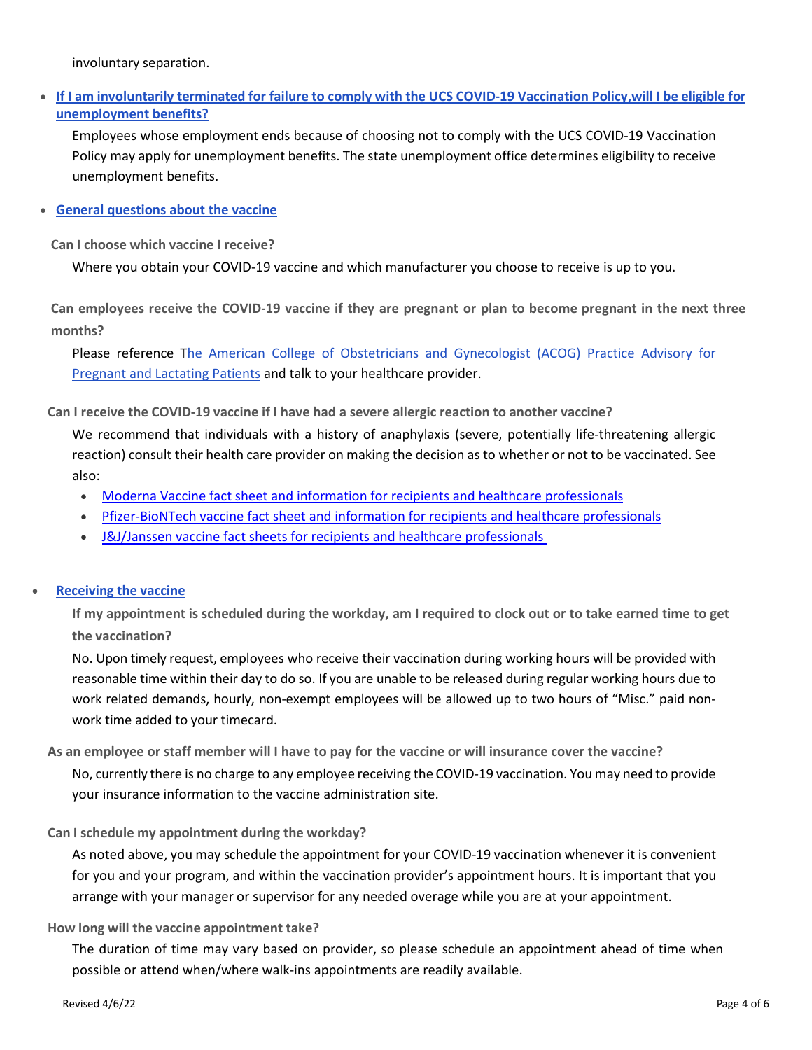involuntary separation.

- **If I am involuntarily terminated for failure to comply with the UCS COVID-19 Vaccination Policy,will I be eligible for unemployment benefits?**

  Employees whose employment ends because of choosing not to comply with the UCS COVID-19 Vaccination Policy may apply for unemployment benefits. The state unemployment office determines eligibility to receive unemployment benefits.

- **General questions about the vaccine**

**Can I choose which vaccine I receive?**

Where you obtain your COVID-19 vaccine and which manufacturer you choose to receive is up to you.

**Can employees receive the COVID-19 vaccine if they are pregnant or plan to become pregnant in the next three months?**

Please reference The American College of Obstetricians and Gynecologist (ACOG) Practice Advisory for Pregnant and Lactating Patients and talk to your healthcare provider.

**Can I receive the COVID-19 vaccine if I have had a severe allergic reaction to another vaccine?**

We recommend that individuals with a history of anaphylaxis (severe, potentially life-threatening allergic reaction) consult their health care provider on making the decision as to whether or not to be vaccinated. See also:

- Moderna Vaccine fact sheet and information for recipients and healthcare professionals
- Pfizer-BioNTech vaccine fact sheet and information for recipients and healthcare professionals
- J&J/Janssen vaccine fact sheets for recipients and healthcare professionals

- **Receiving the vaccine**

**If my appointment is scheduled during the workday, am I required to clock out or to take earned time to get the vaccination?**

No. Upon timely request, employees who receive their vaccination during working hours will be provided with reasonable time within their day to do so. If you are unable to be released during regular working hours due to work related demands, hourly, non-exempt employees will be allowed up to two hours of "Misc." paid non-work time added to your timecard.

**As an employee or staff member will I have to pay for the vaccine or will insurance cover the vaccine?**

No, currently there is no charge to any employee receiving the COVID-19 vaccination. You may need to provide your insurance information to the vaccine administration site.

**Can I schedule my appointment during the workday?**

As noted above, you may schedule the appointment for your COVID-19 vaccination whenever it is convenient for you and your program, and within the vaccination provider's appointment hours. It is important that you arrange with your manager or supervisor for any needed overage while you are at your appointment.

**How long will the vaccine appointment take?**

The duration of time may vary based on provider, so please schedule an appointment ahead of time when possible or attend when/where walk-ins appointments are readily available.

Revised 4/6/22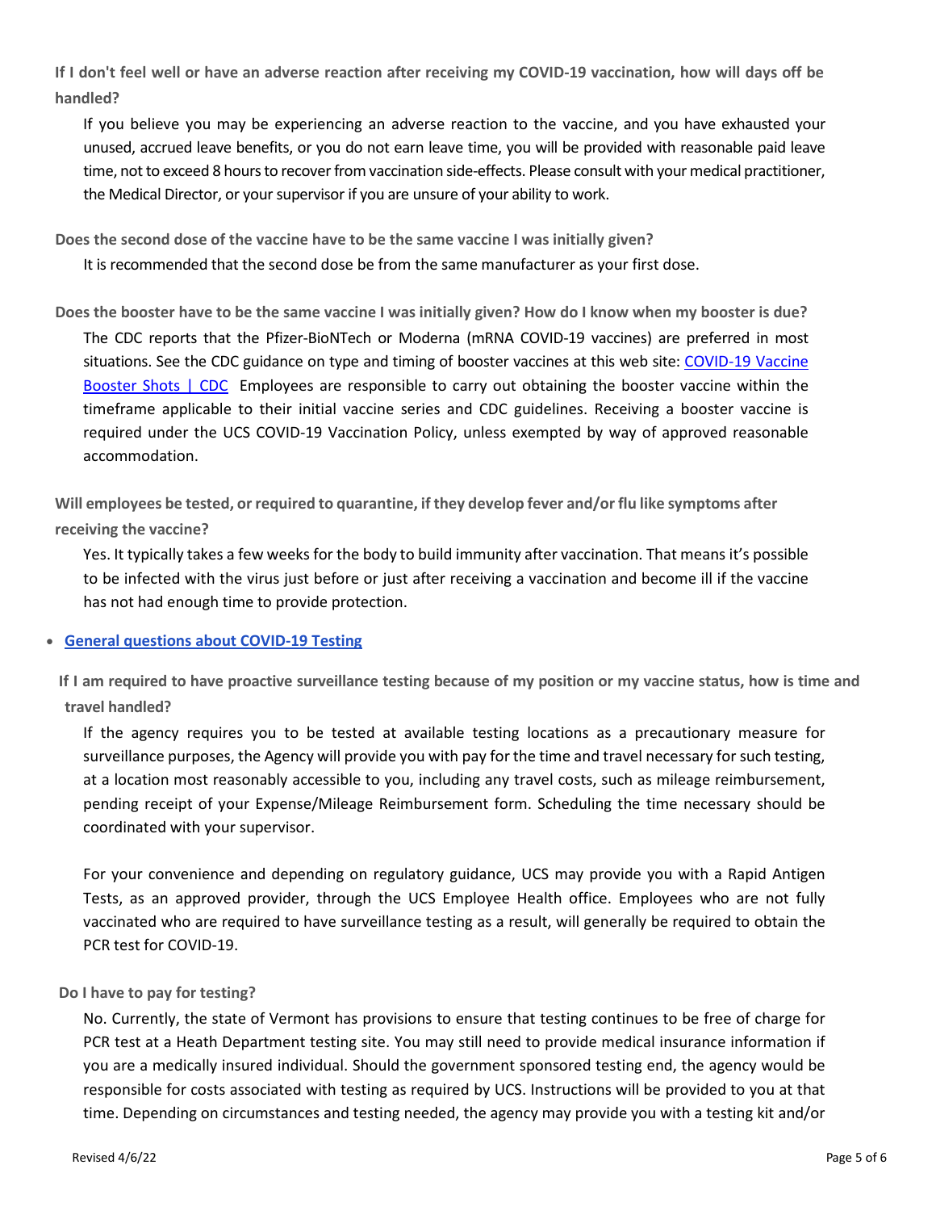**If I don't feel well or have an adverse reaction after receiving my COVID-19 vaccination, how will days off be handled?**

If you believe you may be experiencing an adverse reaction to the vaccine, and you have exhausted your unused, accrued leave benefits, or you do not earn leave time, you will be provided with reasonable paid leave time, not to exceed 8 hours to recover from vaccination side-effects. Please consult with your medical practitioner, the Medical Director, or your supervisor if you are unsure of your ability to work.

**Does the second dose of the vaccine have to be the same vaccine I was initially given?**

It is recommended that the second dose be from the same manufacturer as your first dose.

**Does the booster have to be the same vaccine I was initially given? How do I know when my booster is due?**

The CDC reports that the Pfizer-BioNTech or Moderna (mRNA COVID-19 vaccines) are preferred in most situations. See the CDC guidance on type and timing of booster vaccines at this web site: [COVID-19 Vaccine Booster Shots | CDC](#) Employees are responsible to carry out obtaining the booster vaccine within the timeframe applicable to their initial vaccine series and CDC guidelines. Receiving a booster vaccine is required under the UCS COVID-19 Vaccination Policy, unless exempted by way of approved reasonable accommodation.

**Will employees be tested, or required to quarantine, if they develop fever and/or flu like symptoms after receiving the vaccine?**

Yes. It typically takes a few weeks for the body to build immunity after vaccination. That means it's possible to be infected with the virus just before or just after receiving a vaccination and become ill if the vaccine has not had enough time to provide protection.

- **[General questions about COVID-19 Testing](#)**

**If I am required to have proactive surveillance testing because of my position or my vaccine status, how is time and travel handled?**

If the agency requires you to be tested at available testing locations as a precautionary measure for surveillance purposes, the Agency will provide you with pay for the time and travel necessary for such testing, at a location most reasonably accessible to you, including any travel costs, such as mileage reimbursement, pending receipt of your Expense/Mileage Reimbursement form. Scheduling the time necessary should be coordinated with your supervisor.

For your convenience and depending on regulatory guidance, UCS may provide you with a Rapid Antigen Tests, as an approved provider, through the UCS Employee Health office. Employees who are not fully vaccinated who are required to have surveillance testing as a result, will generally be required to obtain the PCR test for COVID-19.

**Do I have to pay for testing?**

No. Currently, the state of Vermont has provisions to ensure that testing continues to be free of charge for PCR test at a Heath Department testing site. You may still need to provide medical insurance information if you are a medically insured individual. Should the government sponsored testing end, the agency would be responsible for costs associated with testing as required by UCS. Instructions will be provided to you at that time. Depending on circumstances and testing needed, the agency may provide you with a testing kit and/or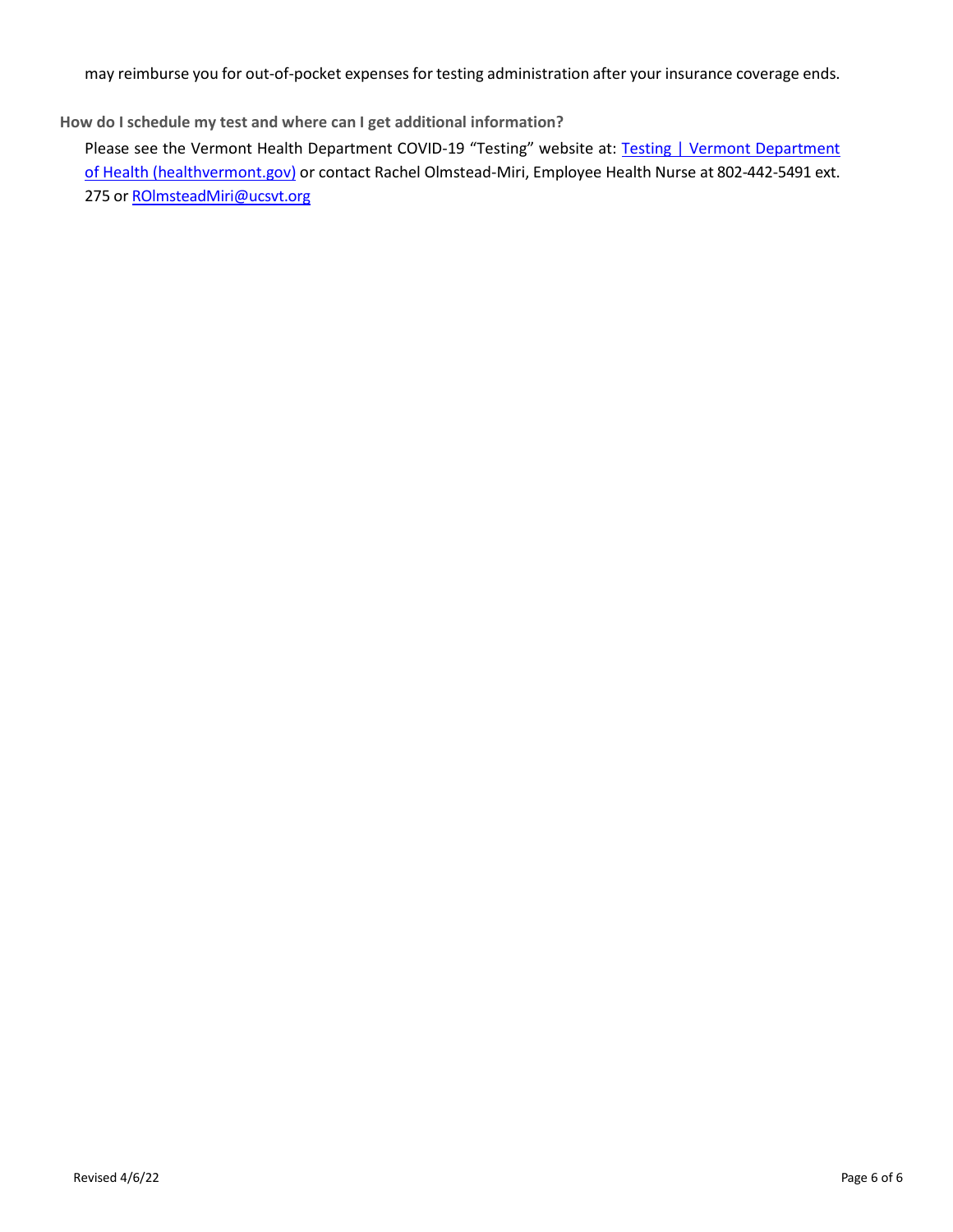may reimburse you for out-of-pocket expenses for testing administration after your insurance coverage ends.

**How do I schedule my test and where can I get additional information?**

Please see the Vermont Health Department COVID-19 "Testing" website at: [Testing | Vermont Department of Health (healthvermont.gov)]() or contact Rachel Olmstead-Miri, Employee Health Nurse at 802-442-5491 ext. 275 or [ROlmsteadMiri@ucsvt.org](mailto:ROlmsteadMiri@ucsvt.org)

Revised 4/6/22